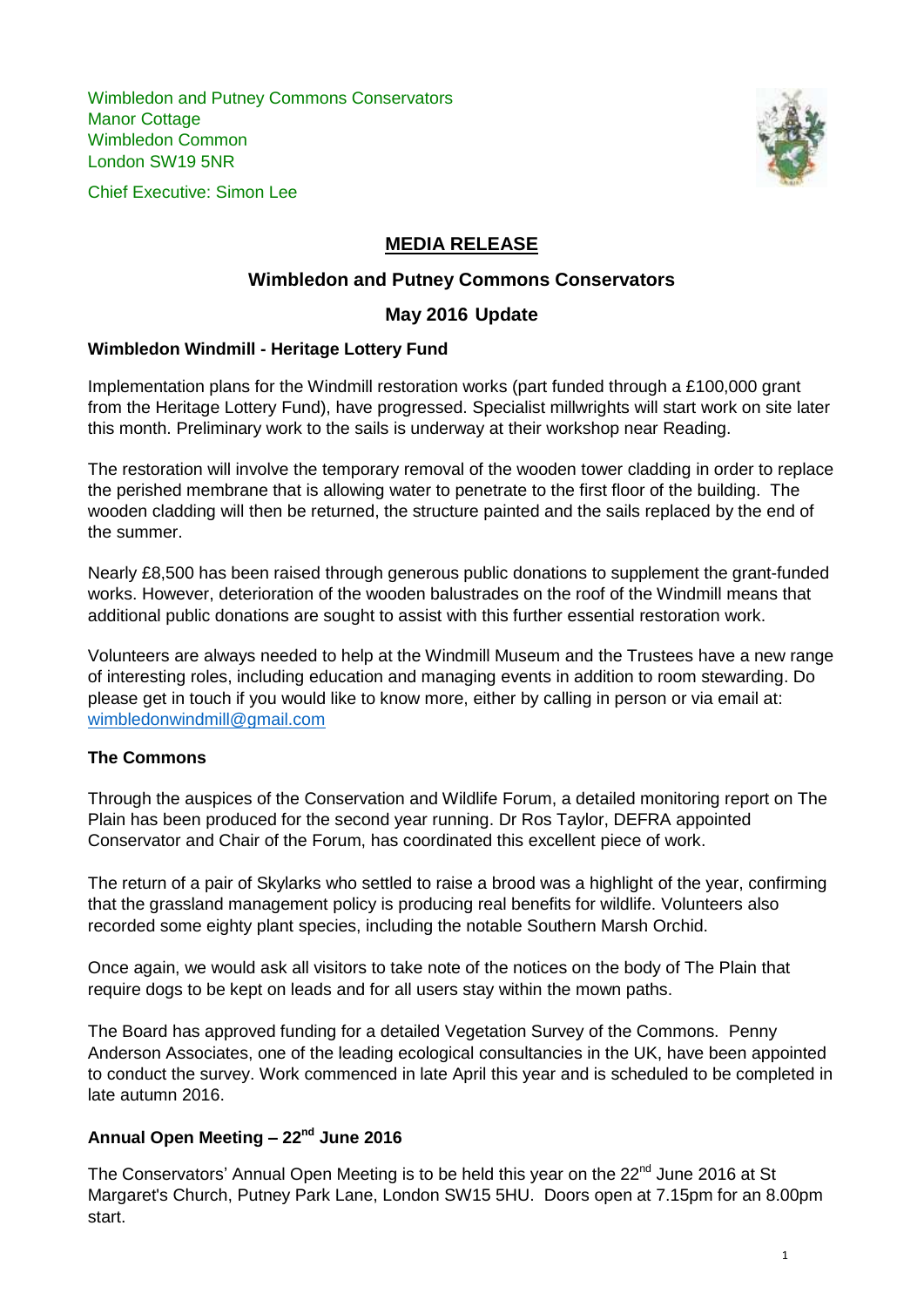Wimbledon and Putney Commons Conservators
Manor Cottage
Wimbledon Common
London SW19 5NR

Chief Executive: Simon Lee

# MEDIA RELEASE

## Wimbledon and Putney Commons Conservators

## May 2016 Update

### Wimbledon Windmill - Heritage Lottery Fund

Implementation plans for the Windmill restoration works (part funded through a £100,000 grant from the Heritage Lottery Fund), have progressed. Specialist millwrights will start work on site later this month. Preliminary work to the sails is underway at their workshop near Reading.

The restoration will involve the temporary removal of the wooden tower cladding in order to replace the perished membrane that is allowing water to penetrate to the first floor of the building. The wooden cladding will then be returned, the structure painted and the sails replaced by the end of the summer.

Nearly £8,500 has been raised through generous public donations to supplement the grant-funded works. However, deterioration of the wooden balustrades on the roof of the Windmill means that additional public donations are sought to assist with this further essential restoration work.

Volunteers are always needed to help at the Windmill Museum and the Trustees have a new range of interesting roles, including education and managing events in addition to room stewarding. Do please get in touch if you would like to know more, either by calling in person or via email at: wimbledonwindmill@gmail.com

### The Commons

Through the auspices of the Conservation and Wildlife Forum, a detailed monitoring report on The Plain has been produced for the second year running. Dr Ros Taylor, DEFRA appointed Conservator and Chair of the Forum, has coordinated this excellent piece of work.

The return of a pair of Skylarks who settled to raise a brood was a highlight of the year, confirming that the grassland management policy is producing real benefits for wildlife. Volunteers also recorded some eighty plant species, including the notable Southern Marsh Orchid.

Once again, we would ask all visitors to take note of the notices on the body of The Plain that require dogs to be kept on leads and for all users stay within the mown paths.

The Board has approved funding for a detailed Vegetation Survey of the Commons. Penny Anderson Associates, one of the leading ecological consultancies in the UK, have been appointed to conduct the survey. Work commenced in late April this year and is scheduled to be completed in late autumn 2016.

### Annual Open Meeting – 22nd June 2016

The Conservators' Annual Open Meeting is to be held this year on the 22nd June 2016 at St Margaret's Church, Putney Park Lane, London SW15 5HU. Doors open at 7.15pm for an 8.00pm start.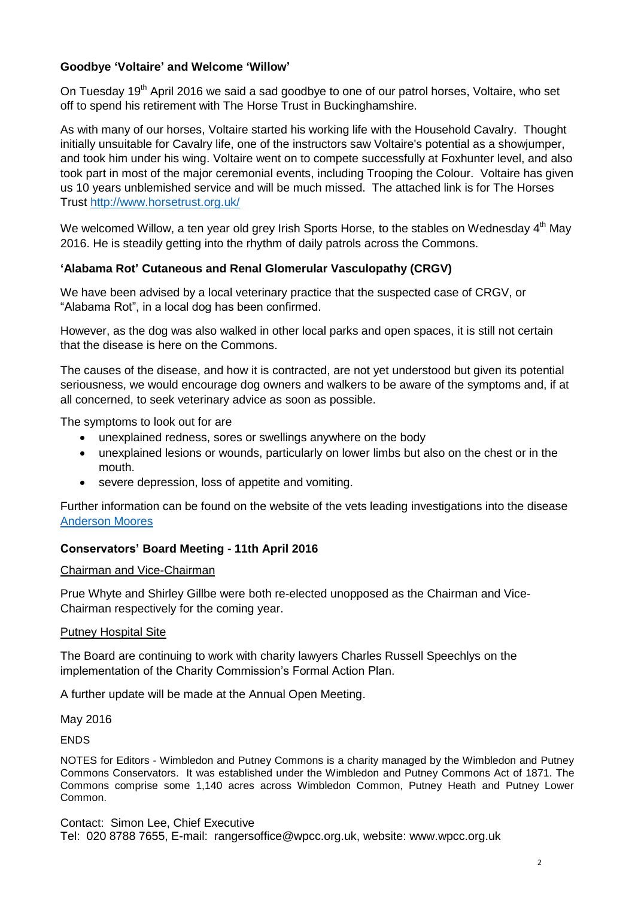### Goodbye 'Voltaire' and Welcome 'Willow'

On Tuesday 19th April 2016 we said a sad goodbye to one of our patrol horses, Voltaire, who set off to spend his retirement with The Horse Trust in Buckinghamshire.

As with many of our horses, Voltaire started his working life with the Household Cavalry. Thought initially unsuitable for Cavalry life, one of the instructors saw Voltaire's potential as a showjumper, and took him under his wing. Voltaire went on to compete successfully at Foxhunter level, and also took part in most of the major ceremonial events, including Trooping the Colour. Voltaire has given us 10 years unblemished service and will be much missed. The attached link is for The Horses Trust [http://www.horsetrust.org.uk/](http://www.horsetrust.org.uk/)

We welcomed Willow, a ten year old grey Irish Sports Horse, to the stables on Wednesday 4th May 2016. He is steadily getting into the rhythm of daily patrols across the Commons.

### 'Alabama Rot' Cutaneous and Renal Glomerular Vasculopathy (CRGV)

We have been advised by a local veterinary practice that the suspected case of CRGV, or "Alabama Rot", in a local dog has been confirmed.

However, as the dog was also walked in other local parks and open spaces, it is still not certain that the disease is here on the Commons.

The causes of the disease, and how it is contracted, are not yet understood but given its potential seriousness, we would encourage dog owners and walkers to be aware of the symptoms and, if at all concerned, to seek veterinary advice as soon as possible.

The symptoms to look out for are

- unexplained redness, sores or swellings anywhere on the body
- unexplained lesions or wounds, particularly on lower limbs but also on the chest or in the mouth.
- severe depression, loss of appetite and vomiting.

Further information can be found on the website of the vets leading investigations into the disease Anderson Moores

### Conservators' Board Meeting - 11th April 2016

Chairman and Vice-Chairman

Prue Whyte and Shirley Gillbe were both re-elected unopposed as the Chairman and Vice-Chairman respectively for the coming year.

Putney Hospital Site

The Board are continuing to work with charity lawyers Charles Russell Speechlys on the implementation of the Charity Commission's Formal Action Plan.

A further update will be made at the Annual Open Meeting.

May 2016

ENDS

NOTES for Editors - Wimbledon and Putney Commons is a charity managed by the Wimbledon and Putney Commons Conservators. It was established under the Wimbledon and Putney Commons Act of 1871. The Commons comprise some 1,140 acres across Wimbledon Common, Putney Heath and Putney Lower Common.

Contact: Simon Lee, Chief Executive
Tel: 020 8788 7655, E-mail: rangersoffice@wpcc.org.uk, website: www.wpcc.org.uk